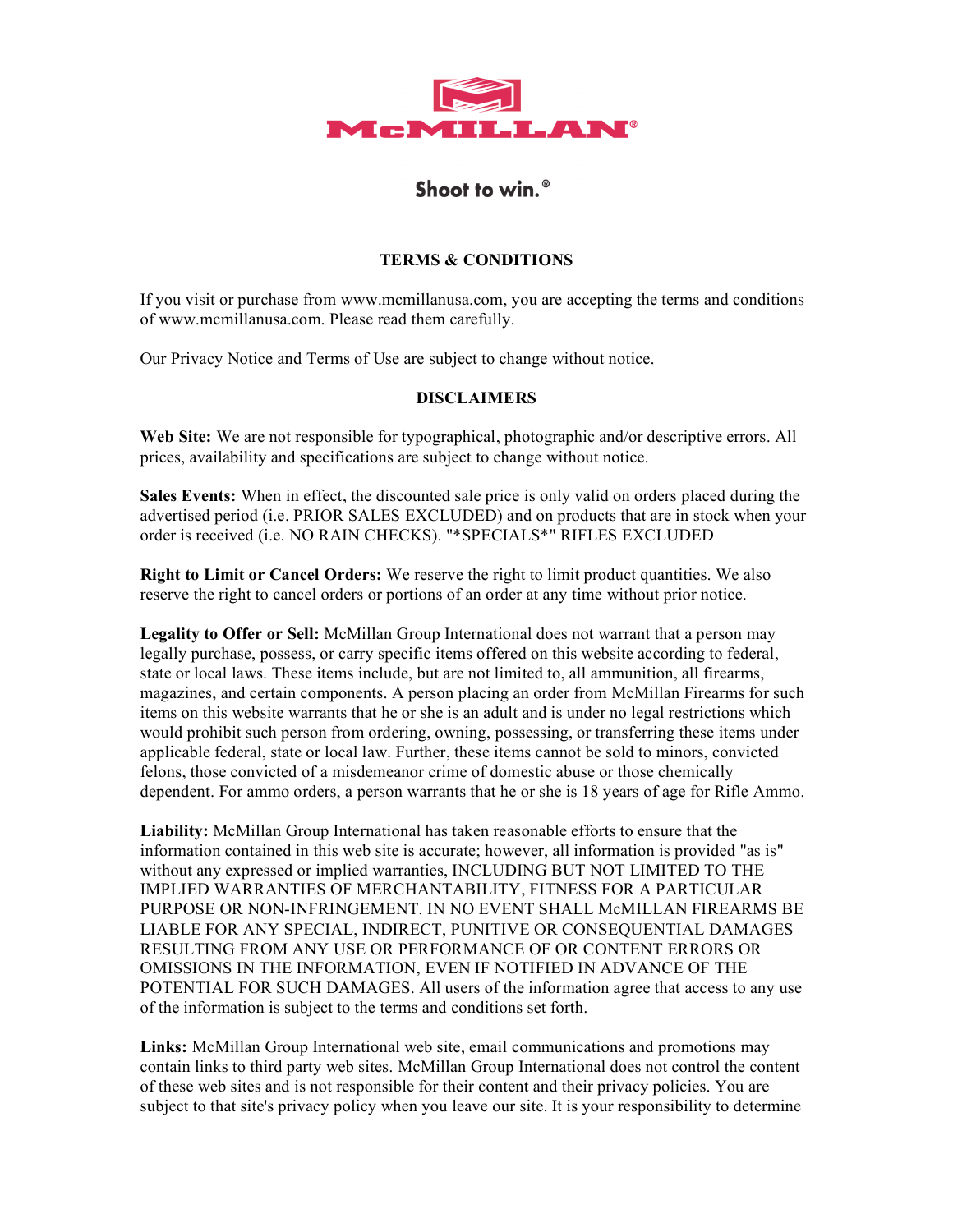# McMILLAN®

Shoot to win.®

## TERMS & CONDITIONS

If you visit or purchase from www.mcmillanusa.com, you are accepting the terms and conditions of www.mcmillanusa.com. Please read them carefully.

Our Privacy Notice and Terms of Use are subject to change without notice.

## DISCLAIMERS

**Web Site:** We are not responsible for typographical, photographic and/or descriptive errors. All prices, availability and specifications are subject to change without notice.

**Sales Events:** When in effect, the discounted sale price is only valid on orders placed during the advertised period (i.e. PRIOR SALES EXCLUDED) and on products that are in stock when your order is received (i.e. NO RAIN CHECKS). "*SPECIALS*" RIFLES EXCLUDED

**Right to Limit or Cancel Orders:** We reserve the right to limit product quantities. We also reserve the right to cancel orders or portions of an order at any time without prior notice.

**Legality to Offer or Sell:** McMillan Group International does not warrant that a person may legally purchase, possess, or carry specific items offered on this website according to federal, state or local laws. These items include, but are not limited to, all ammunition, all firearms, magazines, and certain components. A person placing an order from McMillan Firearms for such items on this website warrants that he or she is an adult and is under no legal restrictions which would prohibit such person from ordering, owning, possessing, or transferring these items under applicable federal, state or local law. Further, these items cannot be sold to minors, convicted felons, those convicted of a misdemeanor crime of domestic abuse or those chemically dependent. For ammo orders, a person warrants that he or she is 18 years of age for Rifle Ammo.

**Liability:** McMillan Group International has taken reasonable efforts to ensure that the information contained in this web site is accurate; however, all information is provided "as is" without any expressed or implied warranties, INCLUDING BUT NOT LIMITED TO THE IMPLIED WARRANTIES OF MERCHANTABILITY, FITNESS FOR A PARTICULAR PURPOSE OR NON-INFRINGEMENT. IN NO EVENT SHALL McMILLAN FIREARMS BE LIABLE FOR ANY SPECIAL, INDIRECT, PUNITIVE OR CONSEQUENTIAL DAMAGES RESULTING FROM ANY USE OR PERFORMANCE OF OR CONTENT ERRORS OR OMISSIONS IN THE INFORMATION, EVEN IF NOTIFIED IN ADVANCE OF THE POTENTIAL FOR SUCH DAMAGES. All users of the information agree that access to any use of the information is subject to the terms and conditions set forth.

**Links:** McMillan Group International web site, email communications and promotions may contain links to third party web sites. McMillan Group International does not control the content of these web sites and is not responsible for their content and their privacy policies. You are subject to that site's privacy policy when you leave our site. It is your responsibility to determine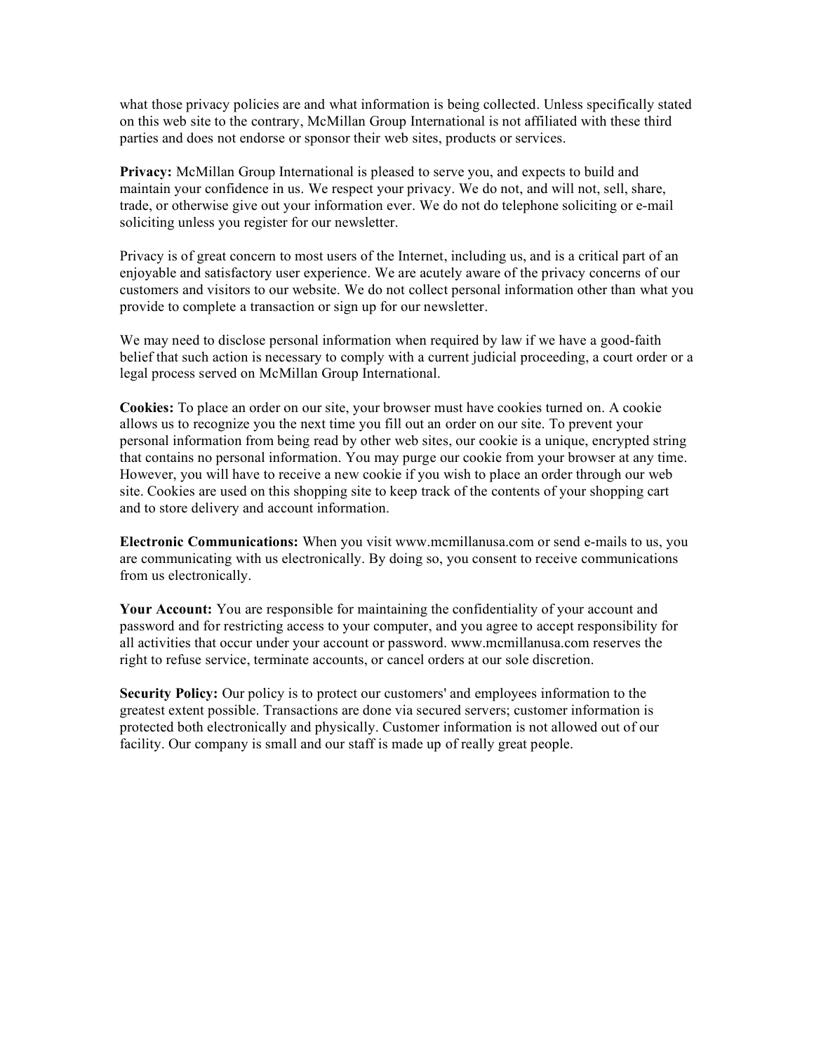what those privacy policies are and what information is being collected. Unless specifically stated on this web site to the contrary, McMillan Group International is not affiliated with these third parties and does not endorse or sponsor their web sites, products or services.

**Privacy:** McMillan Group International is pleased to serve you, and expects to build and maintain your confidence in us. We respect your privacy. We do not, and will not, sell, share, trade, or otherwise give out your information ever. We do not do telephone soliciting or e-mail soliciting unless you register for our newsletter.

Privacy is of great concern to most users of the Internet, including us, and is a critical part of an enjoyable and satisfactory user experience. We are acutely aware of the privacy concerns of our customers and visitors to our website. We do not collect personal information other than what you provide to complete a transaction or sign up for our newsletter.

We may need to disclose personal information when required by law if we have a good-faith belief that such action is necessary to comply with a current judicial proceeding, a court order or a legal process served on McMillan Group International.

**Cookies:** To place an order on our site, your browser must have cookies turned on. A cookie allows us to recognize you the next time you fill out an order on our site. To prevent your personal information from being read by other web sites, our cookie is a unique, encrypted string that contains no personal information. You may purge our cookie from your browser at any time. However, you will have to receive a new cookie if you wish to place an order through our web site. Cookies are used on this shopping site to keep track of the contents of your shopping cart and to store delivery and account information.

**Electronic Communications:** When you visit www.mcmillanusa.com or send e-mails to us, you are communicating with us electronically. By doing so, you consent to receive communications from us electronically.

**Your Account:** You are responsible for maintaining the confidentiality of your account and password and for restricting access to your computer, and you agree to accept responsibility for all activities that occur under your account or password. www.mcmillanusa.com reserves the right to refuse service, terminate accounts, or cancel orders at our sole discretion.

**Security Policy:** Our policy is to protect our customers' and employees information to the greatest extent possible. Transactions are done via secured servers; customer information is protected both electronically and physically. Customer information is not allowed out of our facility. Our company is small and our staff is made up of really great people.